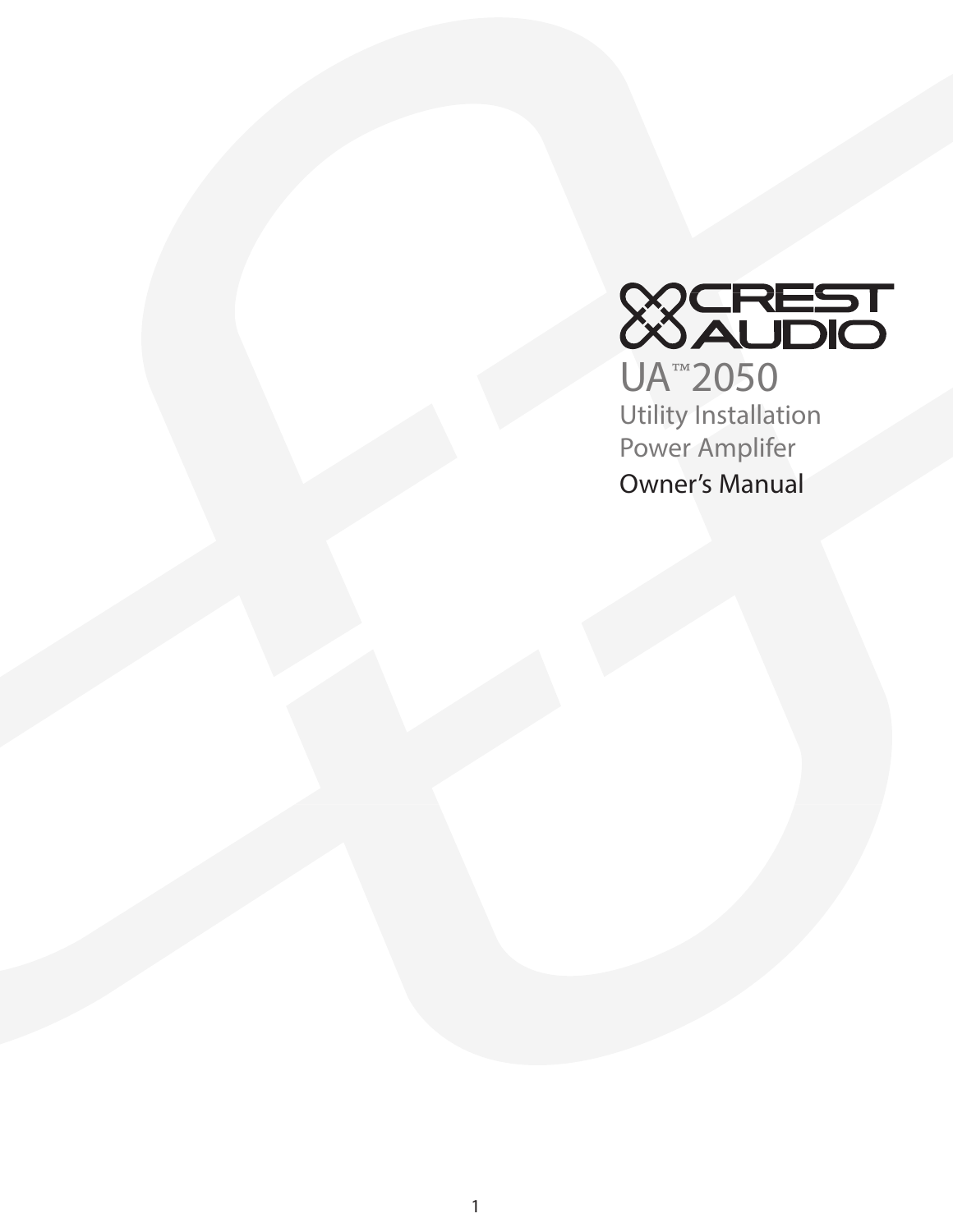CREST AUDIO

# UA™2050

Utility Installation
Power Amplifer

Owner's Manual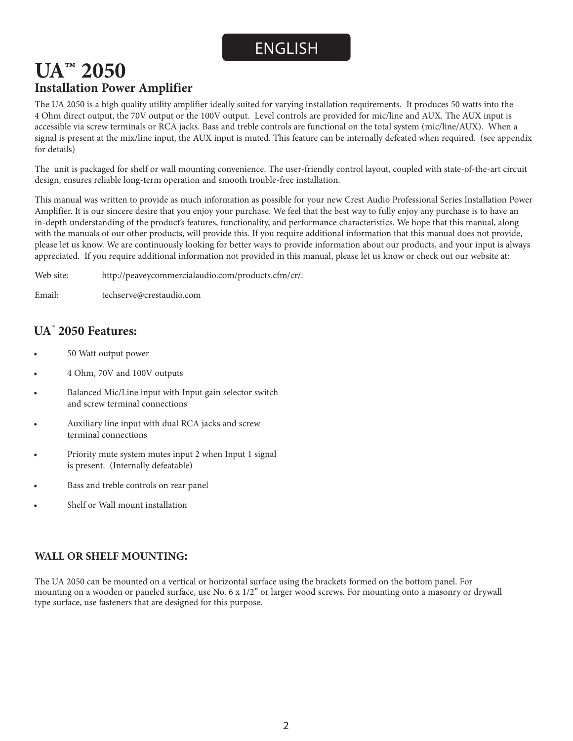ENGLISH

# UA™ 2050

## Installation Power Amplifier

The UA 2050 is a high quality utility amplifier ideally suited for varying installation requirements. It produces 50 watts into the 4 Ohm direct output, the 70V output or the 100V output. Level controls are provided for mic/line and AUX. The AUX input is accessible via screw terminals or RCA jacks. Bass and treble controls are functional on the total system (mic/line/AUX). When a signal is present at the mix/line input, the AUX input is muted. This feature can be internally defeated when required. (see appendix for details)

The unit is packaged for shelf or wall mounting convenience. The user-friendly control layout, coupled with state-of-the-art circuit design, ensures reliable long-term operation and smooth trouble-free installation.

This manual was written to provide as much information as possible for your new Crest Audio Professional Series Installation Power Amplifier. It is our sincere desire that you enjoy your purchase. We feel that the best way to fully enjoy any purchase is to have an in-depth understanding of the product's features, functionality, and performance characteristics. We hope that this manual, along with the manuals of our other products, will provide this. If you require additional information that this manual does not provide, please let us know. We are continuously looking for better ways to provide information about our products, and your input is always appreciated. If you require additional information not provided in this manual, please let us know or check out our website at:

Web site: http://peaveycommercialaudio.com/products.cfm/cr/:

Email: techserve@crestaudio.com

## UA™ 2050 Features:

- 50 Watt output power
- 4 Ohm, 70V and 100V outputs
- Balanced Mic/Line input with Input gain selector switch and screw terminal connections
- Auxiliary line input with dual RCA jacks and screw terminal connections
- Priority mute system mutes input 2 when Input 1 signal is present. (Internally defeatable)
- Bass and treble controls on rear panel
- Shelf or Wall mount installation

## WALL OR SHELF MOUNTING:

The UA 2050 can be mounted on a vertical or horizontal surface using the brackets formed on the bottom panel. For mounting on a wooden or paneled surface, use No. 6 x 1/2" or larger wood screws. For mounting onto a masonry or drywall type surface, use fasteners that are designed for this purpose.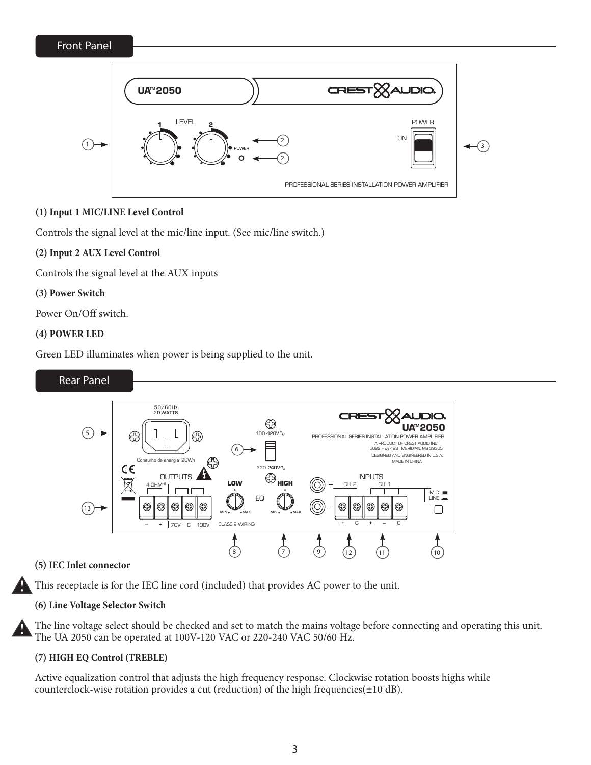## Front Panel

**(1) Input 1 MIC/LINE Level Control**

Controls the signal level at the mic/line input. (See mic/line switch.)

**(2) Input 2 AUX Level Control**

Controls the signal level at the AUX inputs

**(3) Power Switch**

Power On/Off switch.

**(4) POWER LED**

Green LED illuminates when power is being supplied to the unit.

## Rear Panel

**(5) IEC Inlet connector**

This receptacle is for the IEC line cord (included) that provides AC power to the unit.

**(6) Line Voltage Selector Switch**

The line voltage select should be checked and set to match the mains voltage before connecting and operating this unit. The UA 2050 can be operated at 100V-120 VAC or 220-240 VAC 50/60 Hz.

**(7) HIGH EQ Control (TREBLE)**

Active equalization control that adjusts the high frequency response. Clockwise rotation boosts highs while counterclock-wise rotation provides a cut (reduction) of the high frequencies(±10 dB).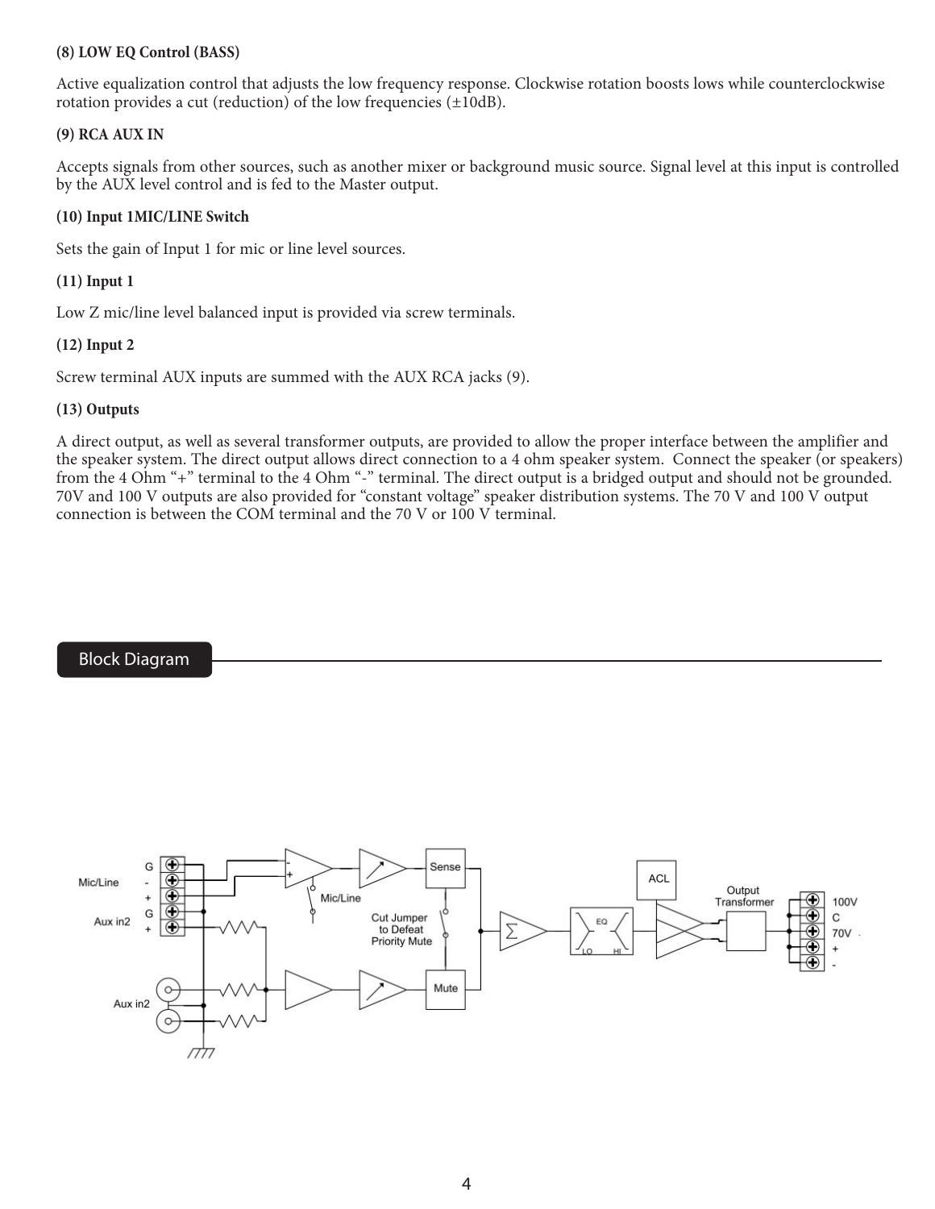**(8) LOW EQ Control (BASS)**

Active equalization control that adjusts the low frequency response. Clockwise rotation boosts lows while counterclockwise rotation provides a cut (reduction) of the low frequencies (±10dB).

**(9) RCA AUX IN**

Accepts signals from other sources, such as another mixer or background music source. Signal level at this input is controlled by the AUX level control and is fed to the Master output.

**(10) Input 1MIC/LINE Switch**

Sets the gain of Input 1 for mic or line level sources.

**(11) Input 1**

Low Z mic/line level balanced input is provided via screw terminals.

**(12) Input 2**

Screw terminal AUX inputs are summed with the AUX RCA jacks (9).

**(13) Outputs**

A direct output, as well as several transformer outputs, are provided to allow the proper interface between the amplifier and the speaker system. The direct output allows direct connection to a 4 ohm speaker system. Connect the speaker (or speakers) from the 4 Ohm "+" terminal to the 4 Ohm "-" terminal. The direct output is a bridged output and should not be grounded. 70V and 100 V outputs are also provided for "constant voltage" speaker distribution systems. The 70 V and 100 V output connection is between the COM terminal and the 70 V or 100 V terminal.

## Block Diagram

Mic/Line G - + Aux in2 G + Aux in2 Mic/Line Cut Jumper to Defeat Priority Mute Sense Mute Σ EQ LO HI ACL Output Transformer 100V C 70V + -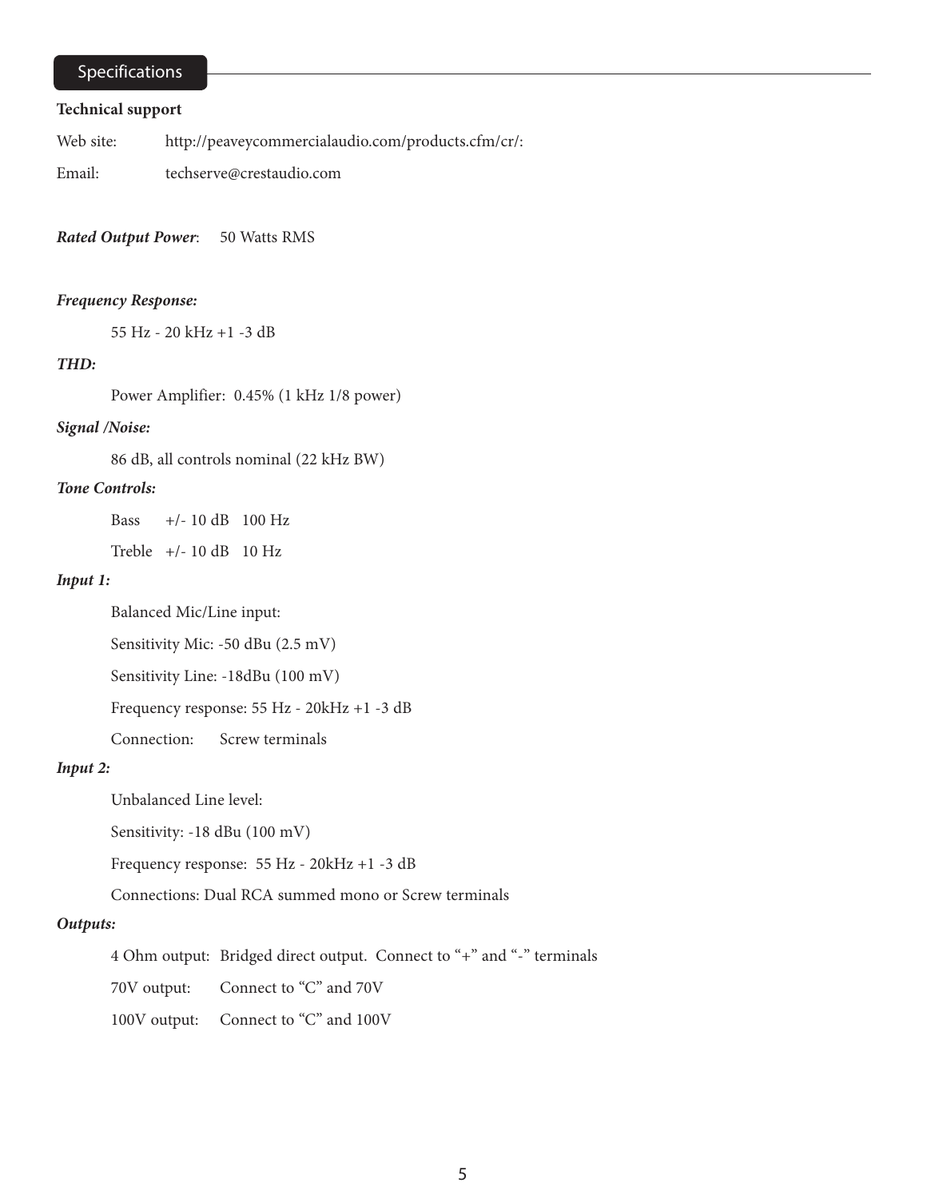## Specifications

**Technical support**

Web site: http://peaveycommercialaudio.com/products.cfm/cr/:

Email: techserve@crestaudio.com

***Rated Output Power***: 50 Watts RMS

***Frequency Response:***

55 Hz - 20 kHz +1 -3 dB

***THD:***

Power Amplifier: 0.45% (1 kHz 1/8 power)

***Signal /Noise:***

86 dB, all controls nominal (22 kHz BW)

***Tone Controls:***

Bass +/- 10 dB 100 Hz

Treble +/- 10 dB 10 Hz

***Input 1:***

Balanced Mic/Line input:

Sensitivity Mic: -50 dBu (2.5 mV)

Sensitivity Line: -18dBu (100 mV)

Frequency response: 55 Hz - 20kHz +1 -3 dB

Connection: Screw terminals

***Input 2:***

Unbalanced Line level:

Sensitivity: -18 dBu (100 mV)

Frequency response: 55 Hz - 20kHz +1 -3 dB

Connections: Dual RCA summed mono or Screw terminals

***Outputs:***

4 Ohm output: Bridged direct output. Connect to "+" and "-" terminals

70V output: Connect to "C" and 70V

100V output: Connect to "C" and 100V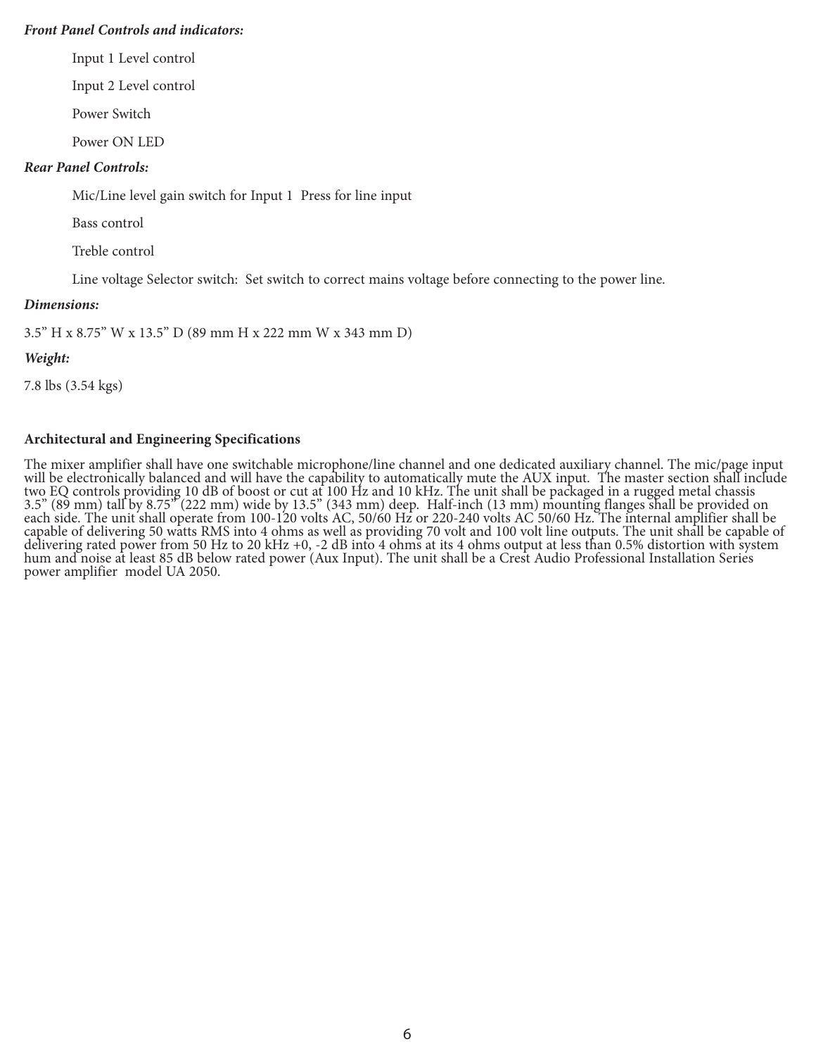***Front Panel Controls and indicators:***

Input 1 Level control

Input 2 Level control

Power Switch

Power ON LED

***Rear Panel Controls:***

Mic/Line level gain switch for Input 1  Press for line input

Bass control

Treble control

Line voltage Selector switch:  Set switch to correct mains voltage before connecting to the power line.

***Dimensions:***

3.5" H x 8.75" W x 13.5" D (89 mm H x 222 mm W x 343 mm D)

***Weight:***

7.8 lbs (3.54 kgs)

**Architectural and Engineering Specifications**

The mixer amplifier shall have one switchable microphone/line channel and one dedicated auxiliary channel. The mic/page input will be electronically balanced and will have the capability to automatically mute the AUX input.  The master section shall include two EQ controls providing 10 dB of boost or cut at 100 Hz and 10 kHz. The unit shall be packaged in a rugged metal chassis 3.5" (89 mm) tall by 8.75" (222 mm) wide by 13.5" (343 mm) deep.  Half-inch (13 mm) mounting flanges shall be provided on each side. The unit shall operate from 100-120 volts AC, 50/60 Hz or 220-240 volts AC 50/60 Hz. The internal amplifier shall be capable of delivering 50 watts RMS into 4 ohms as well as providing 70 volt and 100 volt line outputs. The unit shall be capable of delivering rated power from 50 Hz to 20 kHz +0, -2 dB into 4 ohms at its 4 ohms output at less than 0.5% distortion with system hum and noise at least 85 dB below rated power (Aux Input). The unit shall be a Crest Audio Professional Installation Series power amplifier  model UA 2050.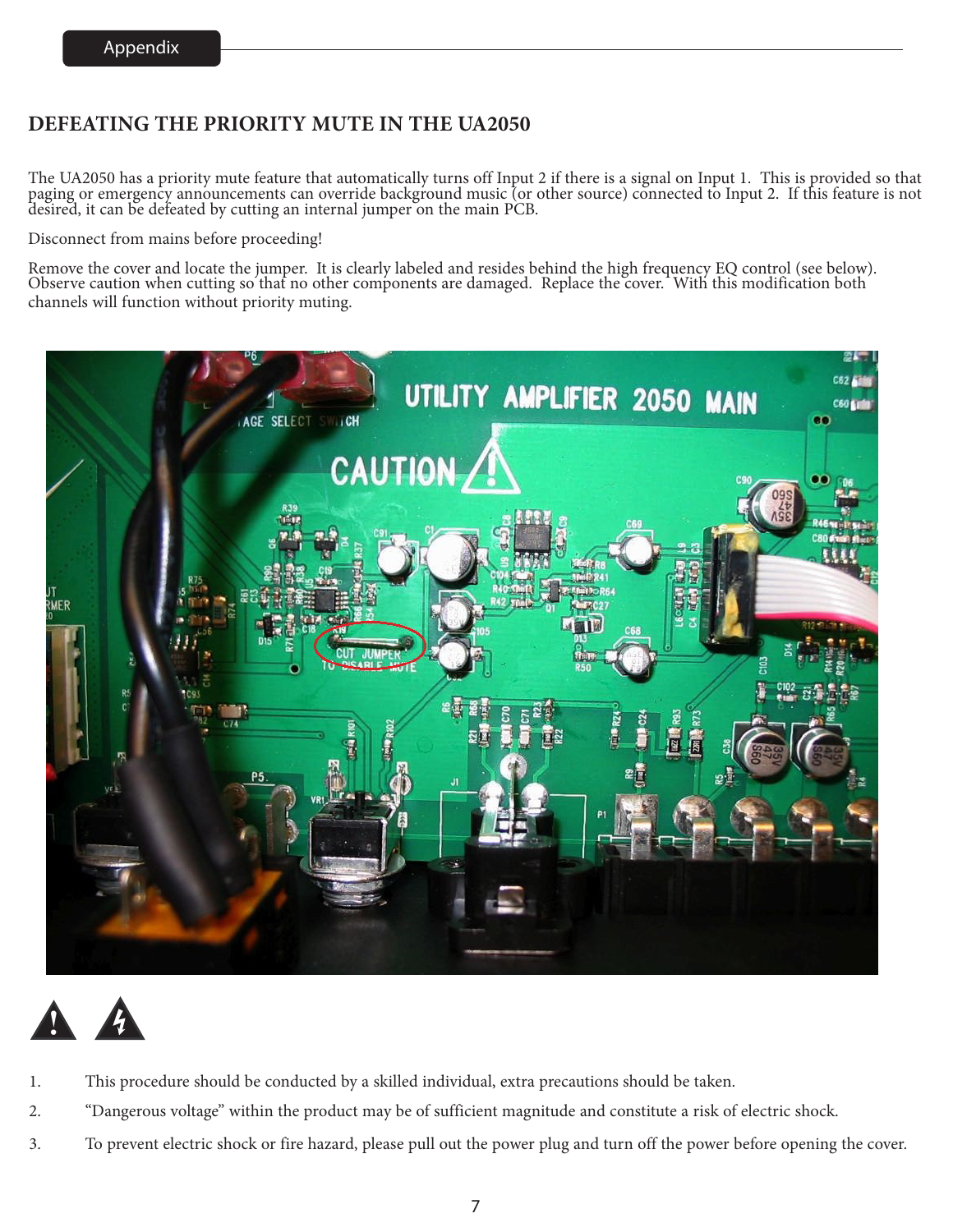## DEFEATING THE PRIORITY MUTE IN THE UA2050

The UA2050 has a priority mute feature that automatically turns off Input 2 if there is a signal on Input 1. This is provided so that paging or emergency announcements can override background music (or other source) connected to Input 2. If this feature is not desired, it can be defeated by cutting an internal jumper on the main PCB.

Disconnect from mains before proceeding!

Remove the cover and locate the jumper. It is clearly labeled and resides behind the high frequency EQ control (see below). Observe caution when cutting so that no other components are damaged. Replace the cover. With this modification both channels will function without priority muting.

1. This procedure should be conducted by a skilled individual, extra precautions should be taken.
2. “Dangerous voltage” within the product may be of sufficient magnitude and constitute a risk of electric shock.
3. To prevent electric shock or fire hazard, please pull out the power plug and turn off the power before opening the cover.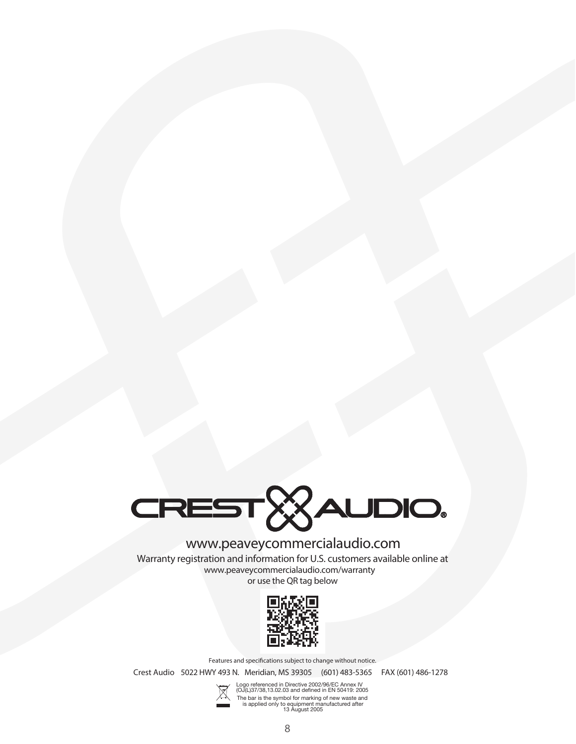CREST AUDIO®

www.peaveycommercialaudio.com

Warranty registration and information for U.S. customers available online at
www.peaveycommercialaudio.com/warranty
or use the QR tag below

Features and specifications subject to change without notice.

Crest Audio 5022 HWY 493 N. Meridian, MS 39305 (601) 483-5365 FAX (601) 486-1278

Logo referenced in Directive 2002/96/EC Annex IV (OJ(L)37/38,13.02.03 and defined in EN 50419: 2005
The bar is the symbol for marking of new waste and is applied only to equipment manufactured after 13 August 2005